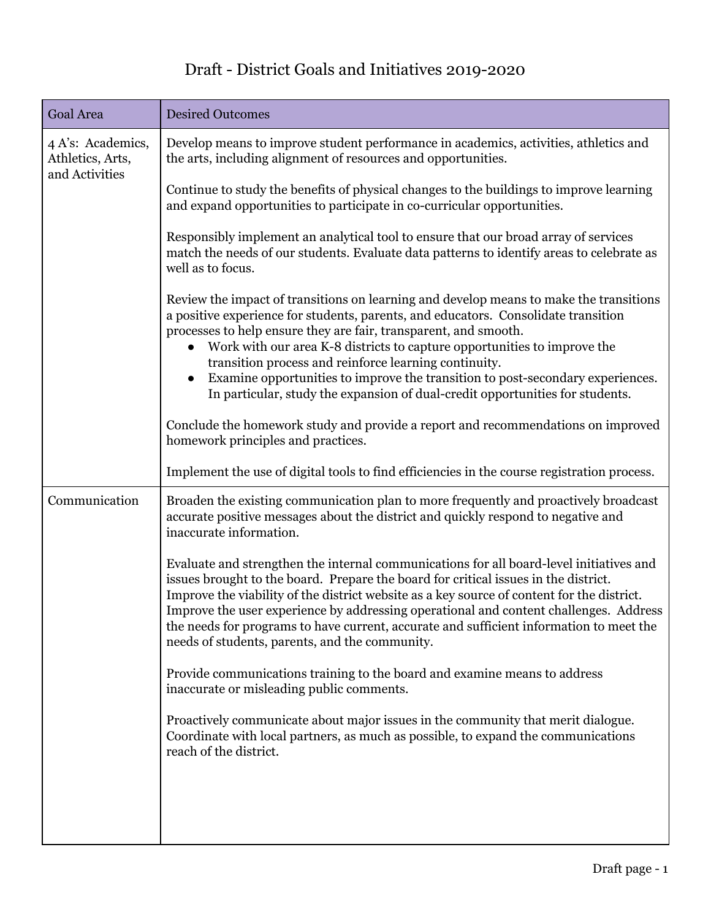# Draft - District Goals and Initiatives 2019-2020

| Goal Area | Desired Outcomes |
|---|---|
| 4 A's: Academics, Athletics, Arts, and Activities | Develop means to improve student performance in academics, activities, athletics and the arts, including alignment of resources and opportunities.<br><br>Continue to study the benefits of physical changes to the buildings to improve learning and expand opportunities to participate in co-curricular opportunities.<br><br>Responsibly implement an analytical tool to ensure that our broad array of services match the needs of our students. Evaluate data patterns to identify areas to celebrate as well as to focus.<br><br>Review the impact of transitions on learning and develop means to make the transitions a positive experience for students, parents, and educators. Consolidate transition processes to help ensure they are fair, transparent, and smooth.<br>• Work with our area K-8 districts to capture opportunities to improve the transition process and reinforce learning continuity.<br>• Examine opportunities to improve the transition to post-secondary experiences. In particular, study the expansion of dual-credit opportunities for students.<br><br>Conclude the homework study and provide a report and recommendations on improved homework principles and practices.<br><br>Implement the use of digital tools to find efficiencies in the course registration process. |
| Communication | Broaden the existing communication plan to more frequently and proactively broadcast accurate positive messages about the district and quickly respond to negative and inaccurate information.<br><br>Evaluate and strengthen the internal communications for all board-level initiatives and issues brought to the board. Prepare the board for critical issues in the district. Improve the viability of the district website as a key source of content for the district. Improve the user experience by addressing operational and content challenges. Address the needs for programs to have current, accurate and sufficient information to meet the needs of students, parents, and the community.<br><br>Provide communications training to the board and examine means to address inaccurate or misleading public comments.<br><br>Proactively communicate about major issues in the community that merit dialogue. Coordinate with local partners, as much as possible, to expand the communications reach of the district. |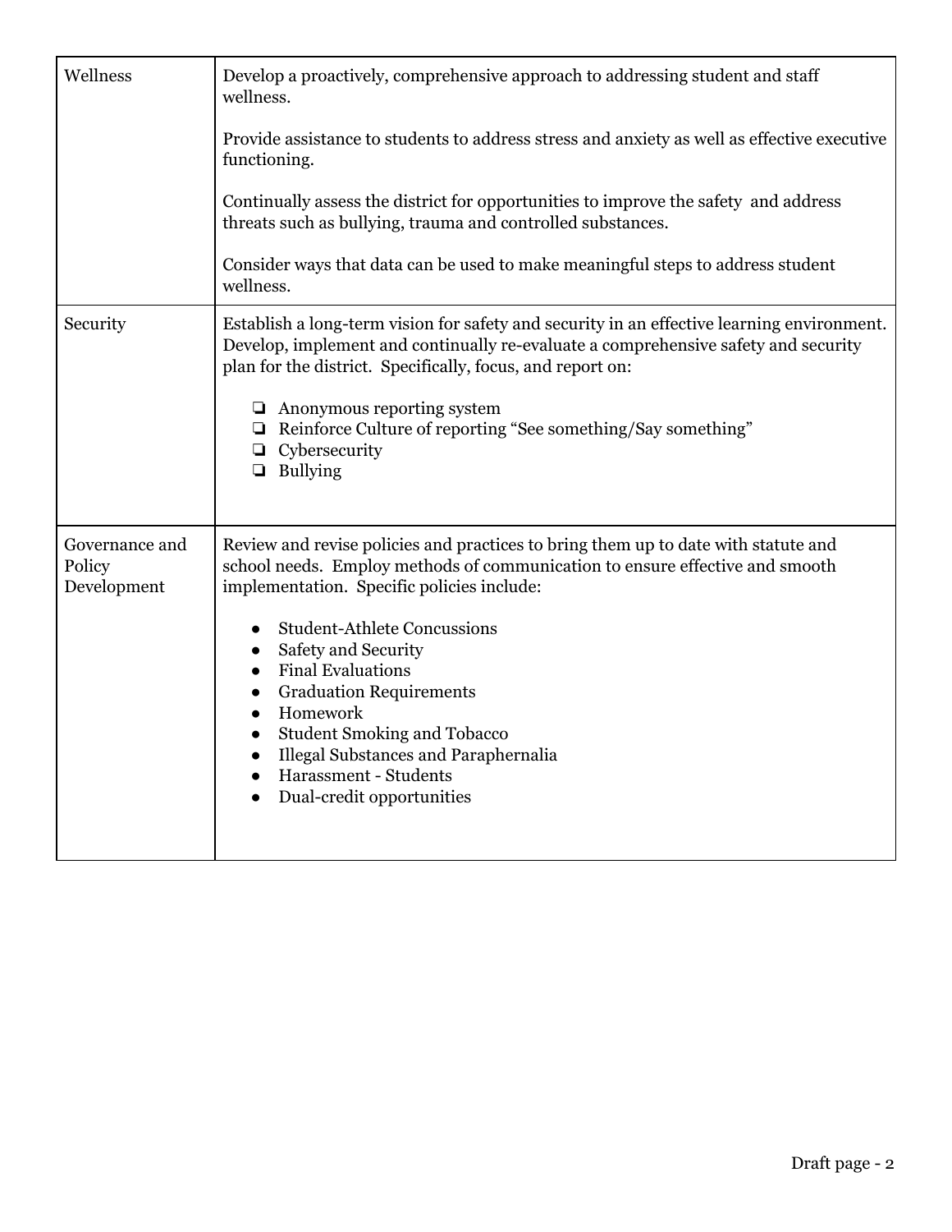| | |
|---|---|
| Wellness | Develop a proactively, comprehensive approach to addressing student and staff wellness.<br><br>Provide assistance to students to address stress and anxiety as well as effective executive functioning.<br><br>Continually assess the district for opportunities to improve the safety and address threats such as bullying, trauma and controlled substances.<br><br>Consider ways that data can be used to make meaningful steps to address student wellness. |
| Security | Establish a long-term vision for safety and security in an effective learning environment. Develop, implement and continually re-evaluate a comprehensive safety and security plan for the district. Specifically, focus, and report on:<br><br>❏ Anonymous reporting system<br>❏ Reinforce Culture of reporting "See something/Say something"<br>❏ Cybersecurity<br>❏ Bullying |
| Governance and Policy Development | Review and revise policies and practices to bring them up to date with statute and school needs. Employ methods of communication to ensure effective and smooth implementation. Specific policies include:<br><br>● Student-Athlete Concussions<br>● Safety and Security<br>● Final Evaluations<br>● Graduation Requirements<br>● Homework<br>● Student Smoking and Tobacco<br>● Illegal Substances and Paraphernalia<br>● Harassment - Students<br>● Dual-credit opportunities |

Draft page - 2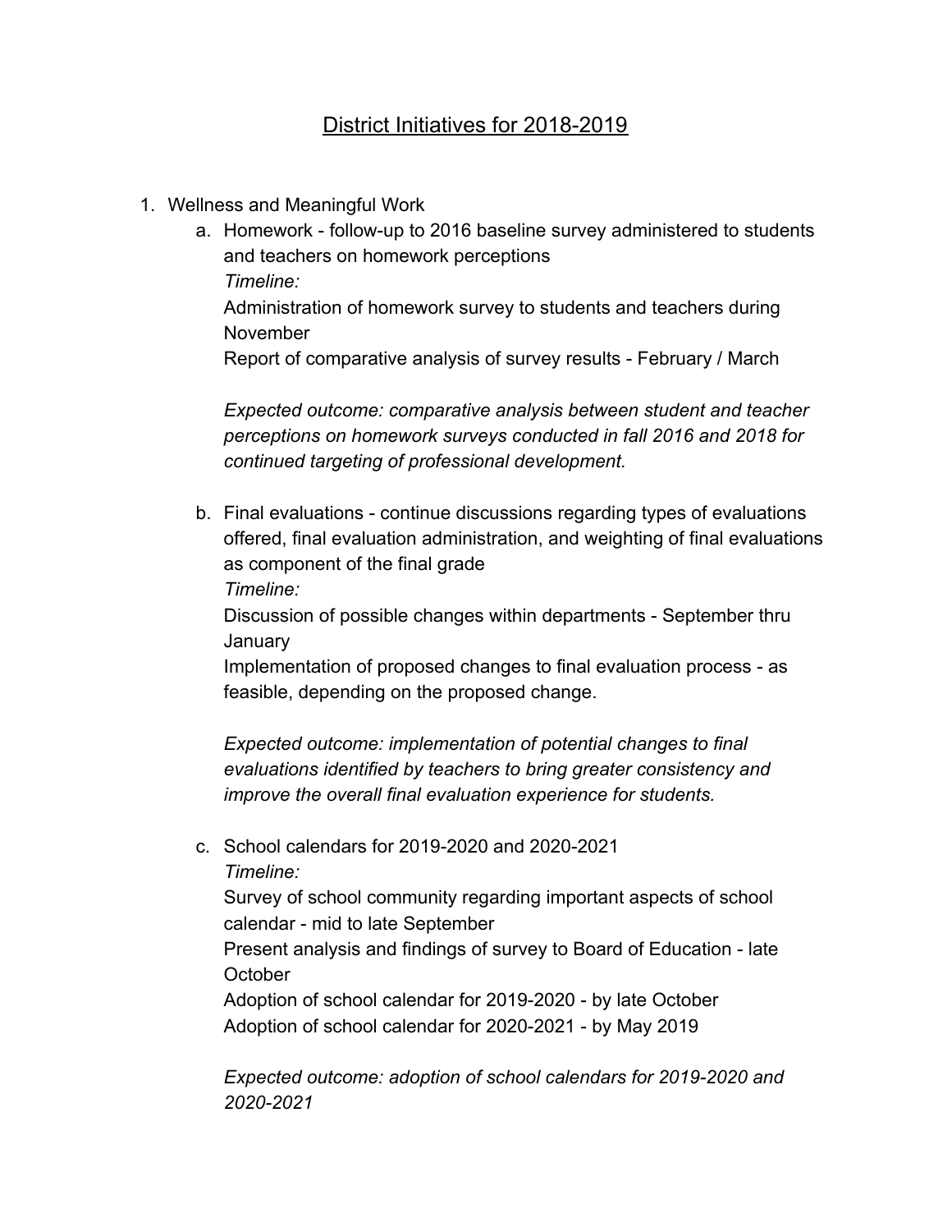# District Initiatives for 2018-2019

1. Wellness and Meaningful Work
   a. Homework - follow-up to 2016 baseline survey administered to students and teachers on homework perceptions
      *Timeline:*
      Administration of homework survey to students and teachers during November
      Report of comparative analysis of survey results - February / March

      *Expected outcome: comparative analysis between student and teacher perceptions on homework surveys conducted in fall 2016 and 2018 for continued targeting of professional development.*

   b. Final evaluations - continue discussions regarding types of evaluations offered, final evaluation administration, and weighting of final evaluations as component of the final grade
      *Timeline:*
      Discussion of possible changes within departments - September thru January
      Implementation of proposed changes to final evaluation process - as feasible, depending on the proposed change.

      *Expected outcome: implementation of potential changes to final evaluations identified by teachers to bring greater consistency and improve the overall final evaluation experience for students.*

   c. School calendars for 2019-2020 and 2020-2021
      *Timeline:*
      Survey of school community regarding important aspects of school calendar - mid to late September
      Present analysis and findings of survey to Board of Education - late October
      Adoption of school calendar for 2019-2020 - by late October
      Adoption of school calendar for 2020-2021 - by May 2019

      *Expected outcome: adoption of school calendars for 2019-2020 and 2020-2021*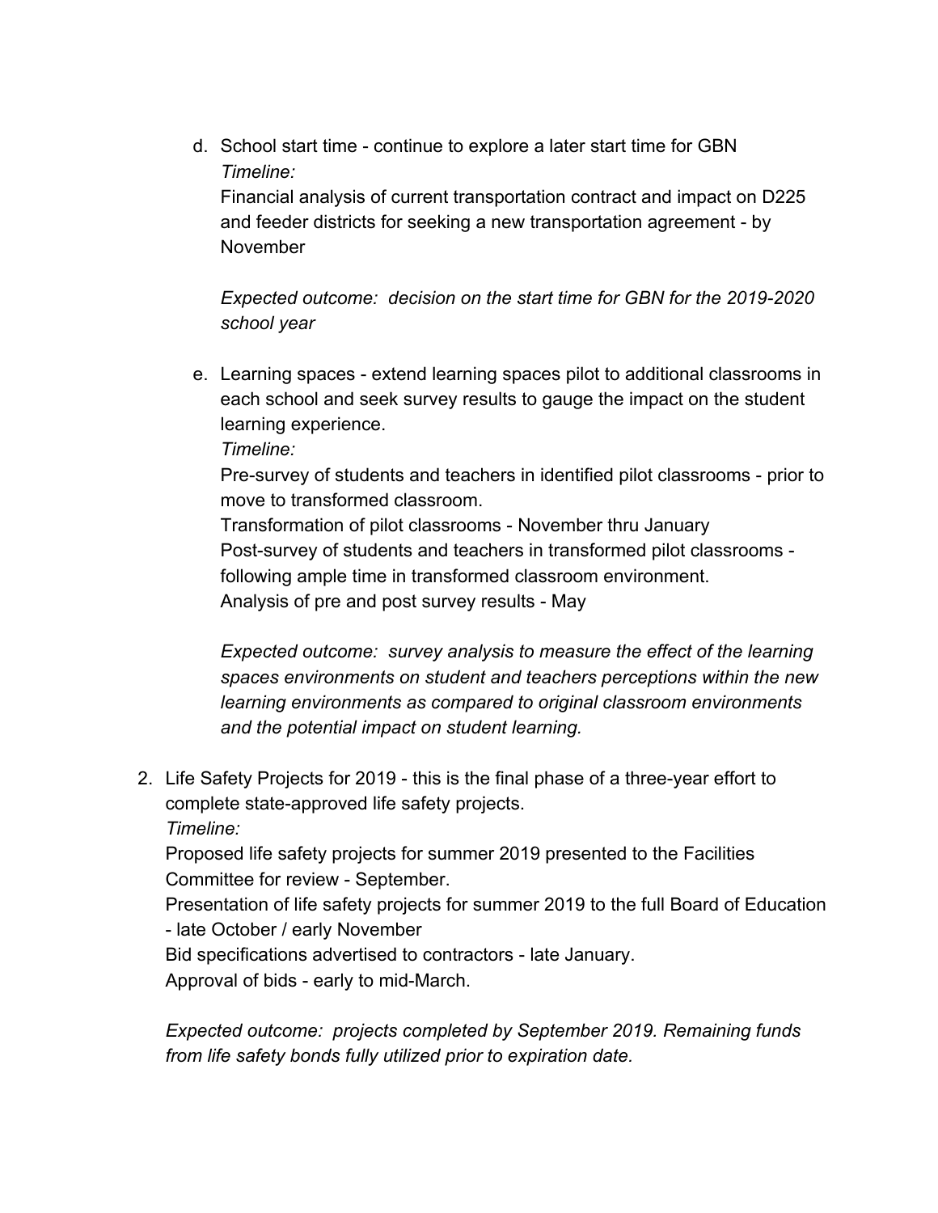d. School start time - continue to explore a later start time for GBN
   *Timeline:*
   Financial analysis of current transportation contract and impact on D225 and feeder districts for seeking a new transportation agreement - by November

   *Expected outcome: decision on the start time for GBN for the 2019-2020 school year*

e. Learning spaces - extend learning spaces pilot to additional classrooms in each school and seek survey results to gauge the impact on the student learning experience.
   *Timeline:*
   Pre-survey of students and teachers in identified pilot classrooms - prior to move to transformed classroom.
   Transformation of pilot classrooms - November thru January
   Post-survey of students and teachers in transformed pilot classrooms - following ample time in transformed classroom environment.
   Analysis of pre and post survey results - May

   *Expected outcome: survey analysis to measure the effect of the learning spaces environments on student and teachers perceptions within the new learning environments as compared to original classroom environments and the potential impact on student learning.*

2. Life Safety Projects for 2019 - this is the final phase of a three-year effort to complete state-approved life safety projects.
   *Timeline:*
   Proposed life safety projects for summer 2019 presented to the Facilities Committee for review - September.
   Presentation of life safety projects for summer 2019 to the full Board of Education - late October / early November
   Bid specifications advertised to contractors - late January.
   Approval of bids - early to mid-March.

   *Expected outcome: projects completed by September 2019. Remaining funds from life safety bonds fully utilized prior to expiration date.*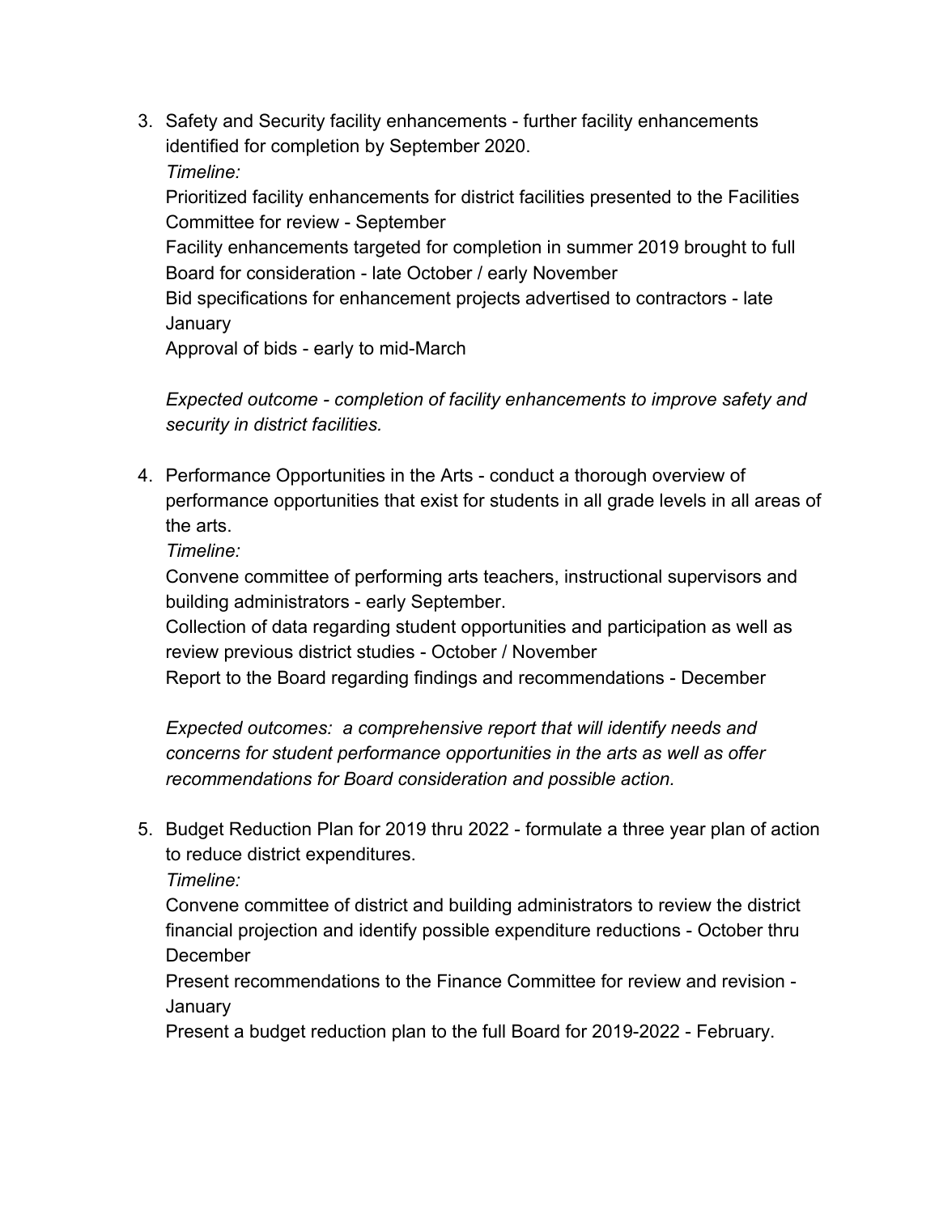3. Safety and Security facility enhancements - further facility enhancements identified for completion by September 2020.
   *Timeline:*
   Prioritized facility enhancements for district facilities presented to the Facilities Committee for review - September
   Facility enhancements targeted for completion in summer 2019 brought to full Board for consideration - late October / early November
   Bid specifications for enhancement projects advertised to contractors - late January
   Approval of bids - early to mid-March

   *Expected outcome - completion of facility enhancements to improve safety and security in district facilities.*

4. Performance Opportunities in the Arts - conduct a thorough overview of performance opportunities that exist for students in all grade levels in all areas of the arts.
   *Timeline:*
   Convene committee of performing arts teachers, instructional supervisors and building administrators - early September.
   Collection of data regarding student opportunities and participation as well as review previous district studies - October / November
   Report to the Board regarding findings and recommendations - December

   *Expected outcomes: a comprehensive report that will identify needs and concerns for student performance opportunities in the arts as well as offer recommendations for Board consideration and possible action.*

5. Budget Reduction Plan for 2019 thru 2022 - formulate a three year plan of action to reduce district expenditures.
   *Timeline:*
   Convene committee of district and building administrators to review the district financial projection and identify possible expenditure reductions - October thru December
   Present recommendations to the Finance Committee for review and revision - January
   Present a budget reduction plan to the full Board for 2019-2022 - February.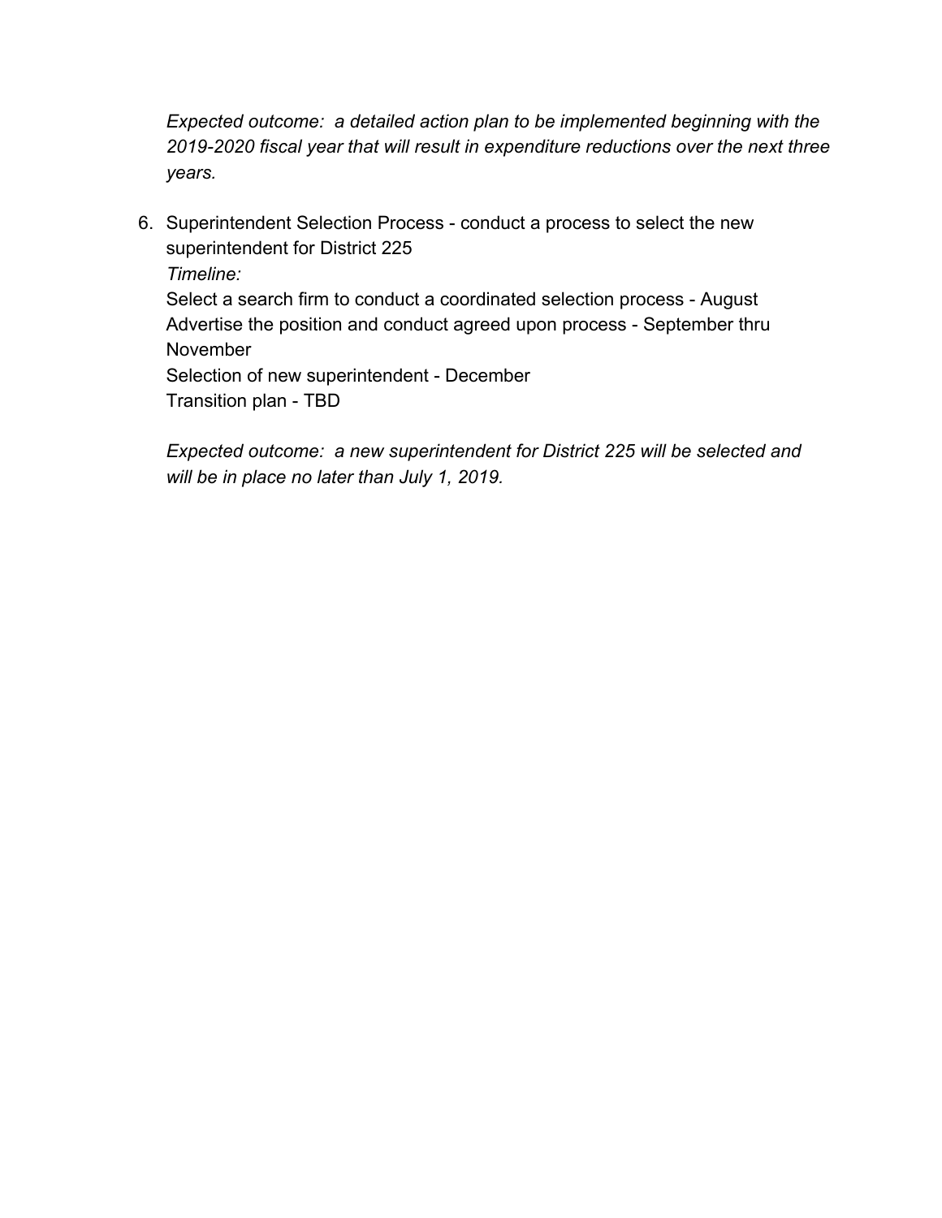*Expected outcome: a detailed action plan to be implemented beginning with the 2019-2020 fiscal year that will result in expenditure reductions over the next three years.*

6. Superintendent Selection Process - conduct a process to select the new superintendent for District 225
   *Timeline:*
   Select a search firm to conduct a coordinated selection process - August
   Advertise the position and conduct agreed upon process - September thru November
   Selection of new superintendent - December
   Transition plan - TBD

   *Expected outcome: a new superintendent for District 225 will be selected and will be in place no later than July 1, 2019.*